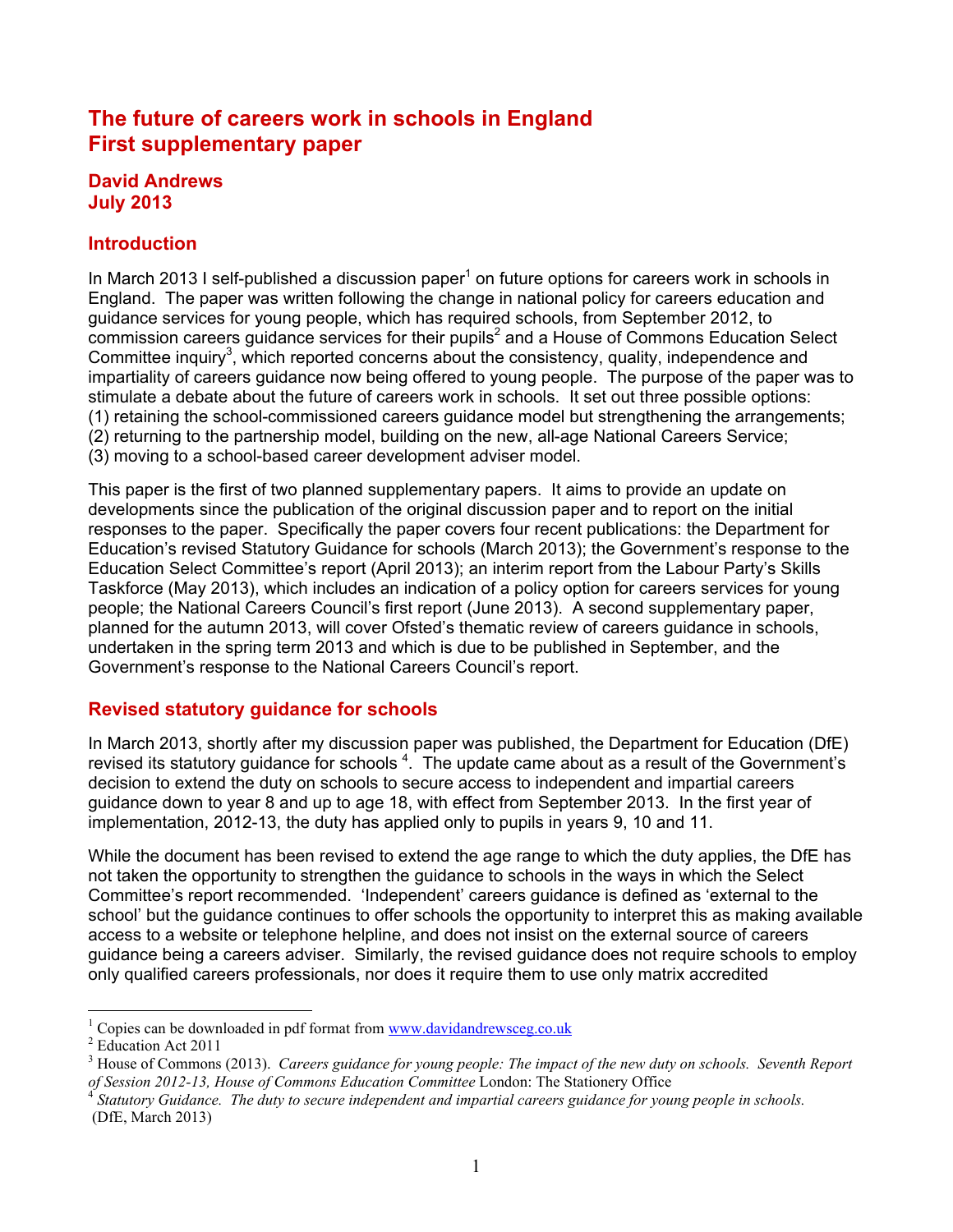# The future of careers work in schools in England
# First supplementary paper

**David Andrews**
**July 2013**

## Introduction

In March 2013 I self-published a discussion paper[1] on future options for careers work in schools in England. The paper was written following the change in national policy for careers education and guidance services for young people, which has required schools, from September 2012, to commission careers guidance services for their pupils[2] and a House of Commons Education Select Committee inquiry[3], which reported concerns about the consistency, quality, independence and impartiality of careers guidance now being offered to young people. The purpose of the paper was to stimulate a debate about the future of careers work in schools. It set out three possible options:
(1) retaining the school-commissioned careers guidance model but strengthening the arrangements;
(2) returning to the partnership model, building on the new, all-age National Careers Service;
(3) moving to a school-based career development adviser model.

This paper is the first of two planned supplementary papers. It aims to provide an update on developments since the publication of the original discussion paper and to report on the initial responses to the paper. Specifically the paper covers four recent publications: the Department for Education's revised Statutory Guidance for schools (March 2013); the Government's response to the Education Select Committee's report (April 2013); an interim report from the Labour Party's Skills Taskforce (May 2013), which includes an indication of a policy option for careers services for young people; the National Careers Council's first report (June 2013). A second supplementary paper, planned for the autumn 2013, will cover Ofsted's thematic review of careers guidance in schools, undertaken in the spring term 2013 and which is due to be published in September, and the Government's response to the National Careers Council's report.

## Revised statutory guidance for schools

In March 2013, shortly after my discussion paper was published, the Department for Education (DfE) revised its statutory guidance for schools [4]. The update came about as a result of the Government's decision to extend the duty on schools to secure access to independent and impartial careers guidance down to year 8 and up to age 18, with effect from September 2013. In the first year of implementation, 2012-13, the duty has applied only to pupils in years 9, 10 and 11.

While the document has been revised to extend the age range to which the duty applies, the DfE has not taken the opportunity to strengthen the guidance to schools in the ways in which the Select Committee's report recommended. 'Independent' careers guidance is defined as 'external to the school' but the guidance continues to offer schools the opportunity to interpret this as making available access to a website or telephone helpline, and does not insist on the external source of careers guidance being a careers adviser. Similarly, the revised guidance does not require schools to employ only qualified careers professionals, nor does it require them to use only matrix accredited

---

[1] Copies can be downloaded in pdf format from www.davidandrewsceg.co.uk
[2] Education Act 2011
[3] House of Commons (2013). *Careers guidance for young people: The impact of the new duty on schools. Seventh Report of Session 2012-13, House of Commons Education Committee* London: The Stationery Office
[4] *Statutory Guidance. The duty to secure independent and impartial careers guidance for young people in schools.* (DfE, March 2013)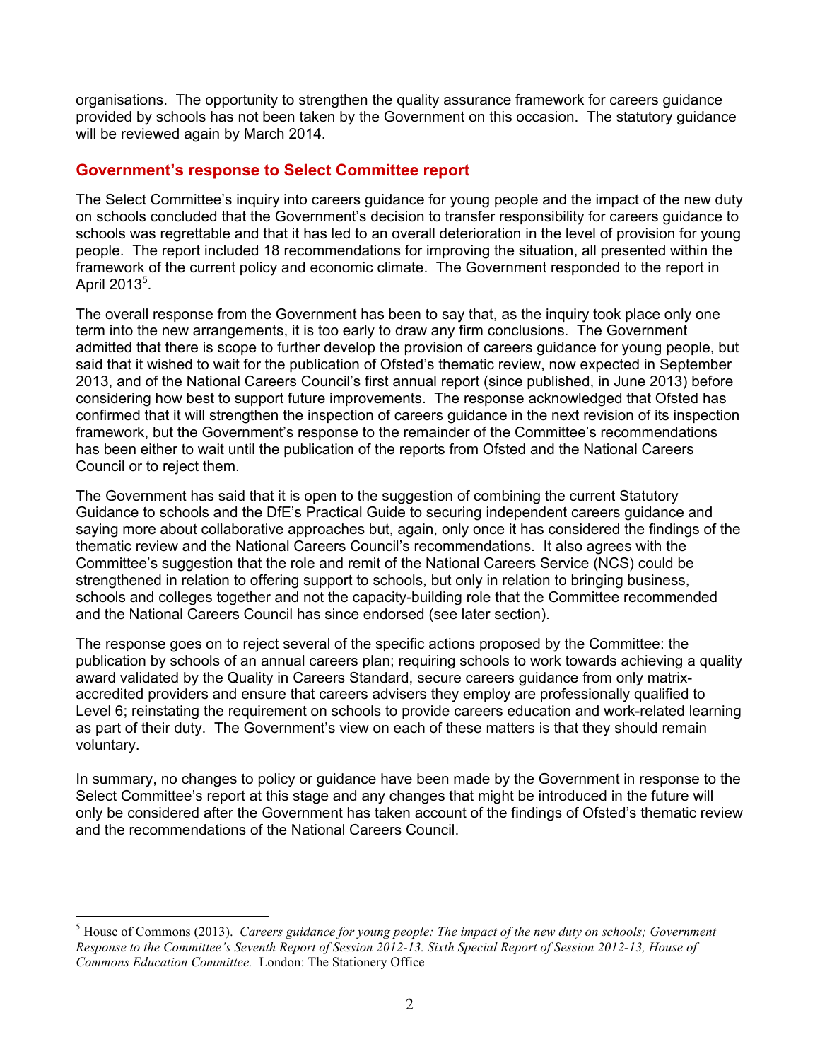organisations. The opportunity to strengthen the quality assurance framework for careers guidance provided by schools has not been taken by the Government on this occasion. The statutory guidance will be reviewed again by March 2014.

## Government's response to Select Committee report

The Select Committee's inquiry into careers guidance for young people and the impact of the new duty on schools concluded that the Government's decision to transfer responsibility for careers guidance to schools was regrettable and that it has led to an overall deterioration in the level of provision for young people. The report included 18 recommendations for improving the situation, all presented within the framework of the current policy and economic climate. The Government responded to the report in April 2013[5].

The overall response from the Government has been to say that, as the inquiry took place only one term into the new arrangements, it is too early to draw any firm conclusions. The Government admitted that there is scope to further develop the provision of careers guidance for young people, but said that it wished to wait for the publication of Ofsted's thematic review, now expected in September 2013, and of the National Careers Council's first annual report (since published, in June 2013) before considering how best to support future improvements. The response acknowledged that Ofsted has confirmed that it will strengthen the inspection of careers guidance in the next revision of its inspection framework, but the Government's response to the remainder of the Committee's recommendations has been either to wait until the publication of the reports from Ofsted and the National Careers Council or to reject them.

The Government has said that it is open to the suggestion of combining the current Statutory Guidance to schools and the DfE's Practical Guide to securing independent careers guidance and saying more about collaborative approaches but, again, only once it has considered the findings of the thematic review and the National Careers Council's recommendations. It also agrees with the Committee's suggestion that the role and remit of the National Careers Service (NCS) could be strengthened in relation to offering support to schools, but only in relation to bringing business, schools and colleges together and not the capacity-building role that the Committee recommended and the National Careers Council has since endorsed (see later section).

The response goes on to reject several of the specific actions proposed by the Committee: the publication by schools of an annual careers plan; requiring schools to work towards achieving a quality award validated by the Quality in Careers Standard, secure careers guidance from only matrix-accredited providers and ensure that careers advisers they employ are professionally qualified to Level 6; reinstating the requirement on schools to provide careers education and work-related learning as part of their duty. The Government's view on each of these matters is that they should remain voluntary.

In summary, no changes to policy or guidance have been made by the Government in response to the Select Committee's report at this stage and any changes that might be introduced in the future will only be considered after the Government has taken account of the findings of Ofsted's thematic review and the recommendations of the National Careers Council.

---

[5] House of Commons (2013). *Careers guidance for young people: The impact of the new duty on schools; Government Response to the Committee's Seventh Report of Session 2012-13. Sixth Special Report of Session 2012-13, House of Commons Education Committee.* London: The Stationery Office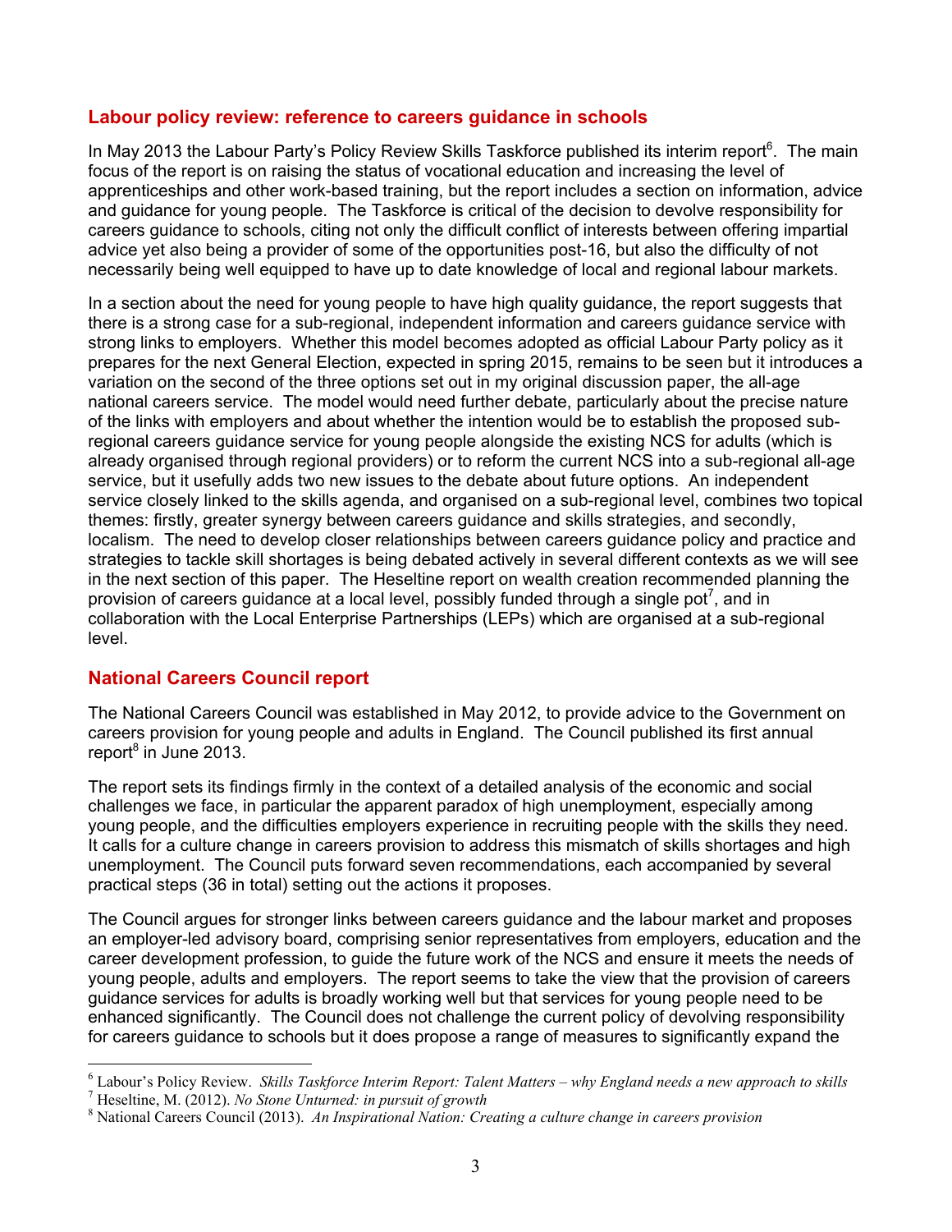## Labour policy review: reference to careers guidance in schools

In May 2013 the Labour Party's Policy Review Skills Taskforce published its interim report[6]. The main focus of the report is on raising the status of vocational education and increasing the level of apprenticeships and other work-based training, but the report includes a section on information, advice and guidance for young people. The Taskforce is critical of the decision to devolve responsibility for careers guidance to schools, citing not only the difficult conflict of interests between offering impartial advice yet also being a provider of some of the opportunities post-16, but also the difficulty of not necessarily being well equipped to have up to date knowledge of local and regional labour markets.

In a section about the need for young people to have high quality guidance, the report suggests that there is a strong case for a sub-regional, independent information and careers guidance service with strong links to employers. Whether this model becomes adopted as official Labour Party policy as it prepares for the next General Election, expected in spring 2015, remains to be seen but it introduces a variation on the second of the three options set out in my original discussion paper, the all-age national careers service. The model would need further debate, particularly about the precise nature of the links with employers and about whether the intention would be to establish the proposed sub-regional careers guidance service for young people alongside the existing NCS for adults (which is already organised through regional providers) or to reform the current NCS into a sub-regional all-age service, but it usefully adds two new issues to the debate about future options. An independent service closely linked to the skills agenda, and organised on a sub-regional level, combines two topical themes: firstly, greater synergy between careers guidance and skills strategies, and secondly, localism. The need to develop closer relationships between careers guidance policy and practice and strategies to tackle skill shortages is being debated actively in several different contexts as we will see in the next section of this paper. The Heseltine report on wealth creation recommended planning the provision of careers guidance at a local level, possibly funded through a single pot[7], and in collaboration with the Local Enterprise Partnerships (LEPs) which are organised at a sub-regional level.

## National Careers Council report

The National Careers Council was established in May 2012, to provide advice to the Government on careers provision for young people and adults in England. The Council published its first annual report[8] in June 2013.

The report sets its findings firmly in the context of a detailed analysis of the economic and social challenges we face, in particular the apparent paradox of high unemployment, especially among young people, and the difficulties employers experience in recruiting people with the skills they need. It calls for a culture change in careers provision to address this mismatch of skills shortages and high unemployment. The Council puts forward seven recommendations, each accompanied by several practical steps (36 in total) setting out the actions it proposes.

The Council argues for stronger links between careers guidance and the labour market and proposes an employer-led advisory board, comprising senior representatives from employers, education and the career development profession, to guide the future work of the NCS and ensure it meets the needs of young people, adults and employers. The report seems to take the view that the provision of careers guidance services for adults is broadly working well but that services for young people need to be enhanced significantly. The Council does not challenge the current policy of devolving responsibility for careers guidance to schools but it does propose a range of measures to significantly expand the

---

[6] Labour's Policy Review. *Skills Taskforce Interim Report: Talent Matters – why England needs a new approach to skills*

[7] Heseltine, M. (2012). *No Stone Unturned: in pursuit of growth*

[8] National Careers Council (2013). *An Inspirational Nation: Creating a culture change in careers provision*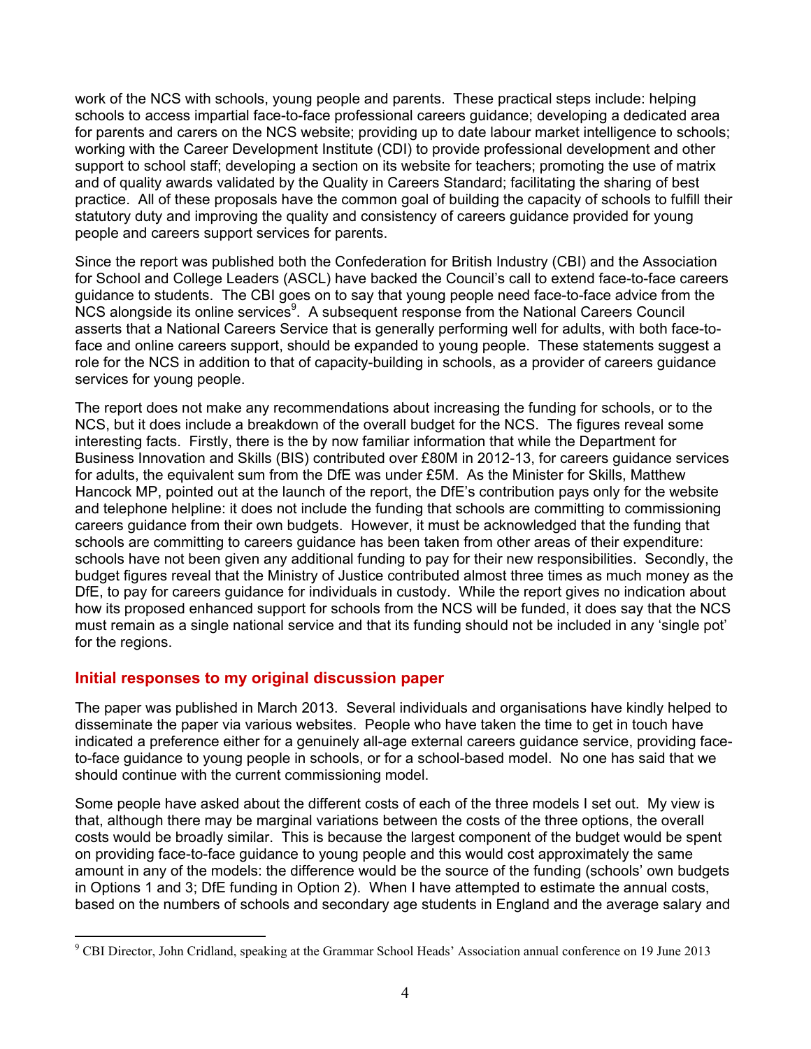work of the NCS with schools, young people and parents. These practical steps include: helping schools to access impartial face-to-face professional careers guidance; developing a dedicated area for parents and carers on the NCS website; providing up to date labour market intelligence to schools; working with the Career Development Institute (CDI) to provide professional development and other support to school staff; developing a section on its website for teachers; promoting the use of matrix and of quality awards validated by the Quality in Careers Standard; facilitating the sharing of best practice. All of these proposals have the common goal of building the capacity of schools to fulfill their statutory duty and improving the quality and consistency of careers guidance provided for young people and careers support services for parents.

Since the report was published both the Confederation for British Industry (CBI) and the Association for School and College Leaders (ASCL) have backed the Council's call to extend face-to-face careers guidance to students. The CBI goes on to say that young people need face-to-face advice from the NCS alongside its online services[9]. A subsequent response from the National Careers Council asserts that a National Careers Service that is generally performing well for adults, with both face-to-face and online careers support, should be expanded to young people. These statements suggest a role for the NCS in addition to that of capacity-building in schools, as a provider of careers guidance services for young people.

The report does not make any recommendations about increasing the funding for schools, or to the NCS, but it does include a breakdown of the overall budget for the NCS. The figures reveal some interesting facts. Firstly, there is the by now familiar information that while the Department for Business Innovation and Skills (BIS) contributed over £80M in 2012-13, for careers guidance services for adults, the equivalent sum from the DfE was under £5M. As the Minister for Skills, Matthew Hancock MP, pointed out at the launch of the report, the DfE's contribution pays only for the website and telephone helpline: it does not include the funding that schools are committing to commissioning careers guidance from their own budgets. However, it must be acknowledged that the funding that schools are committing to careers guidance has been taken from other areas of their expenditure: schools have not been given any additional funding to pay for their new responsibilities. Secondly, the budget figures reveal that the Ministry of Justice contributed almost three times as much money as the DfE, to pay for careers guidance for individuals in custody. While the report gives no indication about how its proposed enhanced support for schools from the NCS will be funded, it does say that the NCS must remain as a single national service and that its funding should not be included in any 'single pot' for the regions.

## Initial responses to my original discussion paper

The paper was published in March 2013. Several individuals and organisations have kindly helped to disseminate the paper via various websites. People who have taken the time to get in touch have indicated a preference either for a genuinely all-age external careers guidance service, providing face-to-face guidance to young people in schools, or for a school-based model. No one has said that we should continue with the current commissioning model.

Some people have asked about the different costs of each of the three models I set out. My view is that, although there may be marginal variations between the costs of the three options, the overall costs would be broadly similar. This is because the largest component of the budget would be spent on providing face-to-face guidance to young people and this would cost approximately the same amount in any of the models: the difference would be the source of the funding (schools' own budgets in Options 1 and 3; DfE funding in Option 2). When I have attempted to estimate the annual costs, based on the numbers of schools and secondary age students in England and the average salary and

[9] CBI Director, John Cridland, speaking at the Grammar School Heads' Association annual conference on 19 June 2013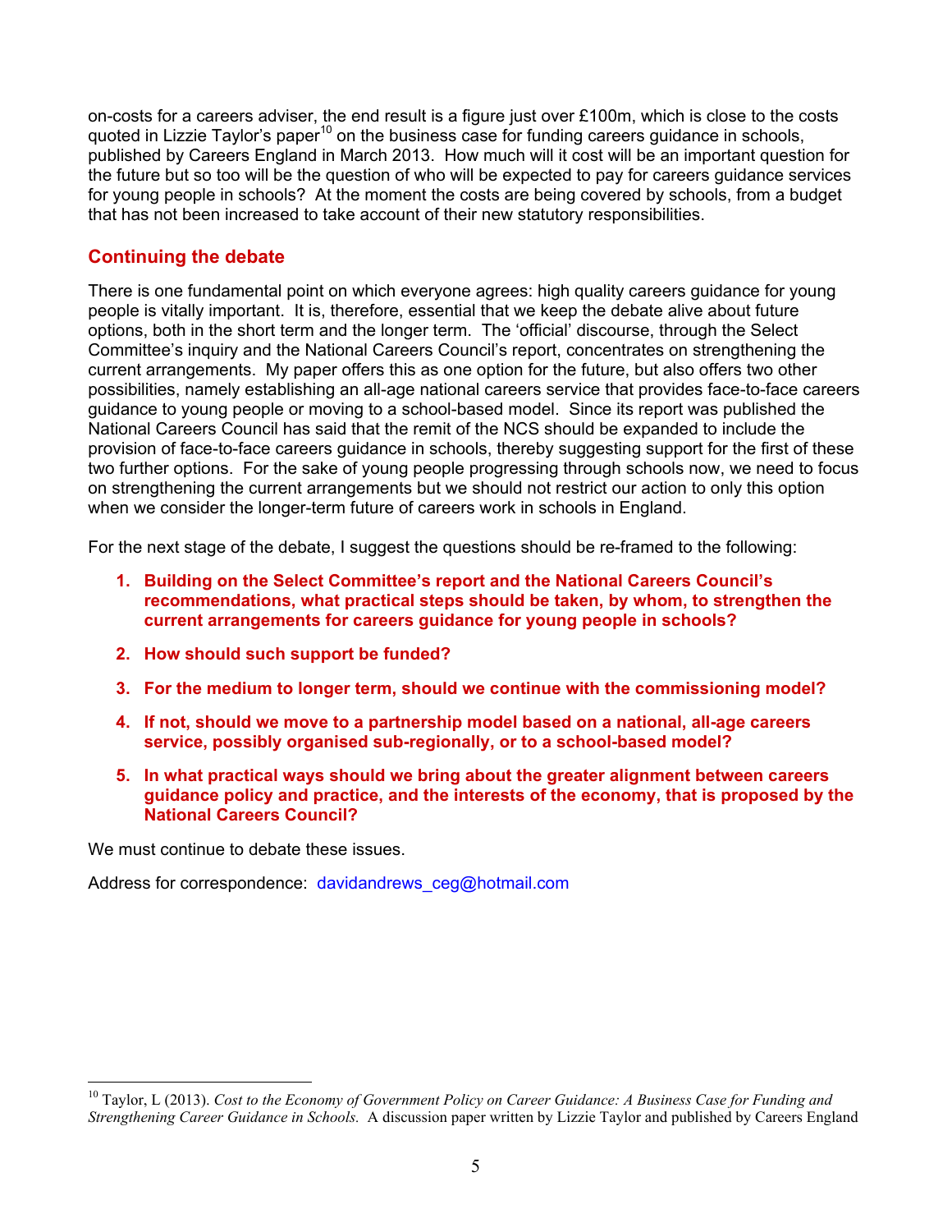on-costs for a careers adviser, the end result is a figure just over £100m, which is close to the costs quoted in Lizzie Taylor's paper[10] on the business case for funding careers guidance in schools, published by Careers England in March 2013. How much will it cost will be an important question for the future but so too will be the question of who will be expected to pay for careers guidance services for young people in schools? At the moment the costs are being covered by schools, from a budget that has not been increased to take account of their new statutory responsibilities.

## Continuing the debate

There is one fundamental point on which everyone agrees: high quality careers guidance for young people is vitally important. It is, therefore, essential that we keep the debate alive about future options, both in the short term and the longer term. The 'official' discourse, through the Select Committee's inquiry and the National Careers Council's report, concentrates on strengthening the current arrangements. My paper offers this as one option for the future, but also offers two other possibilities, namely establishing an all-age national careers service that provides face-to-face careers guidance to young people or moving to a school-based model. Since its report was published the National Careers Council has said that the remit of the NCS should be expanded to include the provision of face-to-face careers guidance in schools, thereby suggesting support for the first of these two further options. For the sake of young people progressing through schools now, we need to focus on strengthening the current arrangements but we should not restrict our action to only this option when we consider the longer-term future of careers work in schools in England.

For the next stage of the debate, I suggest the questions should be re-framed to the following:

1. **Building on the Select Committee's report and the National Careers Council's recommendations, what practical steps should be taken, by whom, to strengthen the current arrangements for careers guidance for young people in schools?**
2. **How should such support be funded?**
3. **For the medium to longer term, should we continue with the commissioning model?**
4. **If not, should we move to a partnership model based on a national, all-age careers service, possibly organised sub-regionally, or to a school-based model?**
5. **In what practical ways should we bring about the greater alignment between careers guidance policy and practice, and the interests of the economy, that is proposed by the National Careers Council?**

We must continue to debate these issues.

Address for correspondence: davidandrews_ceg@hotmail.com

---

[10] Taylor, L (2013). *Cost to the Economy of Government Policy on Career Guidance: A Business Case for Funding and Strengthening Career Guidance in Schools.* A discussion paper written by Lizzie Taylor and published by Careers England